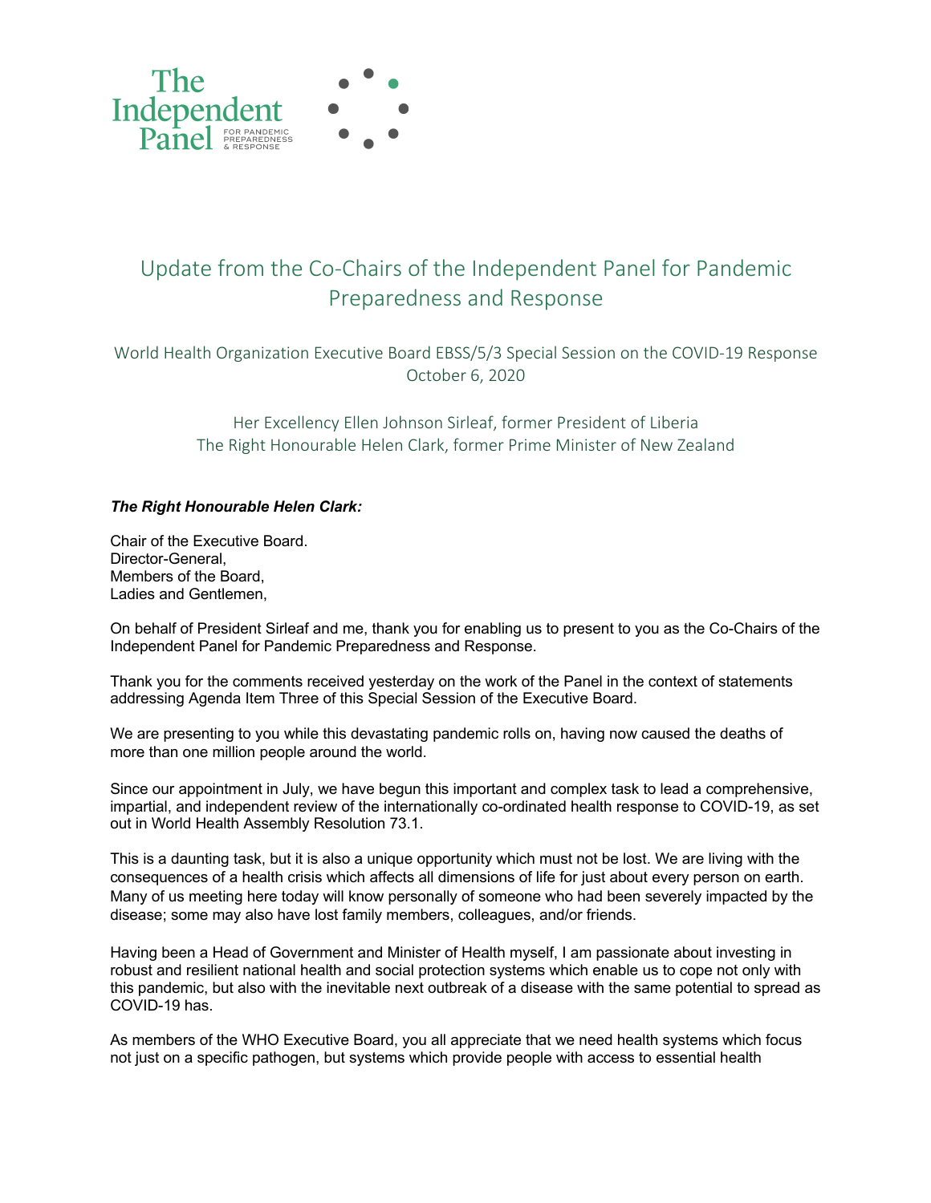The Independent Panel FOR PANDEMIC PREPAREDNESS & RESPONSE

# Update from the Co-Chairs of the Independent Panel for Pandemic Preparedness and Response

World Health Organization Executive Board EBSS/5/3 Special Session on the COVID-19 Response
October 6, 2020

Her Excellency Ellen Johnson Sirleaf, former President of Liberia
The Right Honourable Helen Clark, former Prime Minister of New Zealand

***The Right Honourable Helen Clark:***

Chair of the Executive Board.
Director-General,
Members of the Board,
Ladies and Gentlemen,

On behalf of President Sirleaf and me, thank you for enabling us to present to you as the Co-Chairs of the Independent Panel for Pandemic Preparedness and Response.

Thank you for the comments received yesterday on the work of the Panel in the context of statements addressing Agenda Item Three of this Special Session of the Executive Board.

We are presenting to you while this devastating pandemic rolls on, having now caused the deaths of more than one million people around the world.

Since our appointment in July, we have begun this important and complex task to lead a comprehensive, impartial, and independent review of the internationally co-ordinated health response to COVID-19, as set out in World Health Assembly Resolution 73.1.

This is a daunting task, but it is also a unique opportunity which must not be lost. We are living with the consequences of a health crisis which affects all dimensions of life for just about every person on earth. Many of us meeting here today will know personally of someone who had been severely impacted by the disease; some may also have lost family members, colleagues, and/or friends.

Having been a Head of Government and Minister of Health myself, I am passionate about investing in robust and resilient national health and social protection systems which enable us to cope not only with this pandemic, but also with the inevitable next outbreak of a disease with the same potential to spread as COVID-19 has.

As members of the WHO Executive Board, you all appreciate that we need health systems which focus not just on a specific pathogen, but systems which provide people with access to essential health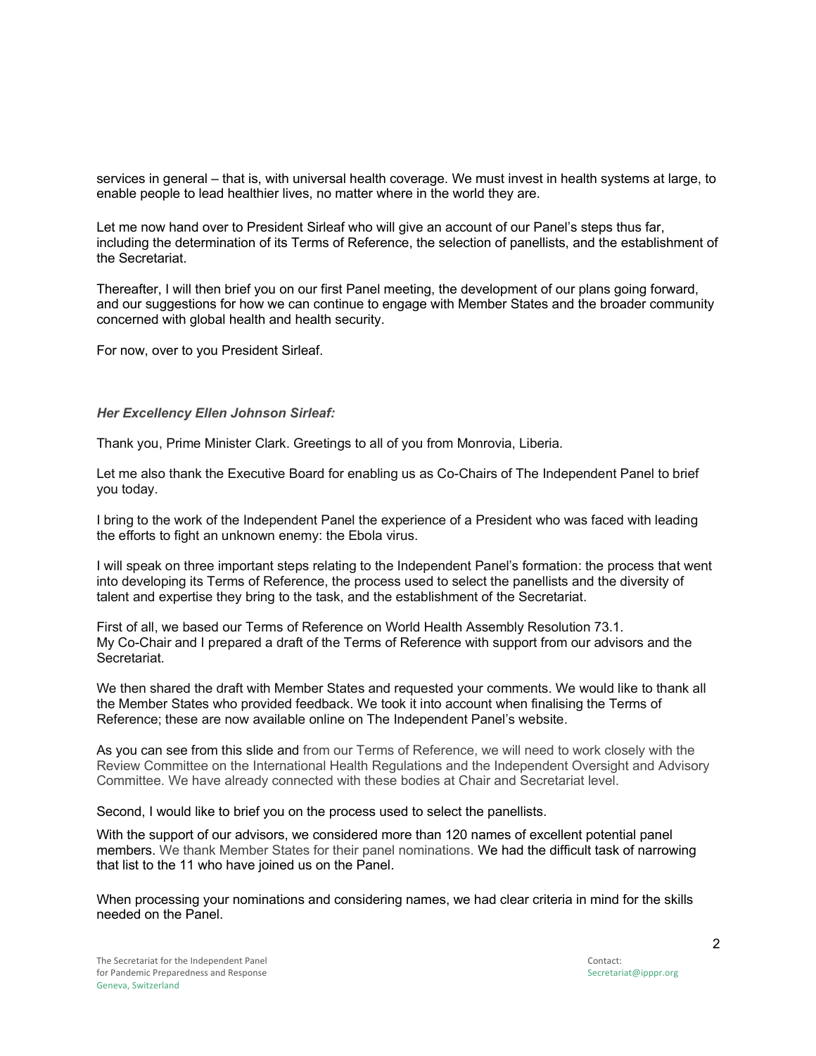services in general – that is, with universal health coverage. We must invest in health systems at large, to enable people to lead healthier lives, no matter where in the world they are.

Let me now hand over to President Sirleaf who will give an account of our Panel's steps thus far, including the determination of its Terms of Reference, the selection of panellists, and the establishment of the Secretariat.

Thereafter, I will then brief you on our first Panel meeting, the development of our plans going forward, and our suggestions for how we can continue to engage with Member States and the broader community concerned with global health and health security.

For now, over to you President Sirleaf.

***Her Excellency Ellen Johnson Sirleaf:***

Thank you, Prime Minister Clark. Greetings to all of you from Monrovia, Liberia.

Let me also thank the Executive Board for enabling us as Co-Chairs of The Independent Panel to brief you today.

I bring to the work of the Independent Panel the experience of a President who was faced with leading the efforts to fight an unknown enemy: the Ebola virus.

I will speak on three important steps relating to the Independent Panel's formation: the process that went into developing its Terms of Reference, the process used to select the panellists and the diversity of talent and expertise they bring to the task, and the establishment of the Secretariat.

First of all, we based our Terms of Reference on World Health Assembly Resolution 73.1.
My Co-Chair and I prepared a draft of the Terms of Reference with support from our advisors and the Secretariat.

We then shared the draft with Member States and requested your comments. We would like to thank all the Member States who provided feedback. We took it into account when finalising the Terms of Reference; these are now available online on The Independent Panel's website.

As you can see from this slide and from our Terms of Reference, we will need to work closely with the Review Committee on the International Health Regulations and the Independent Oversight and Advisory Committee. We have already connected with these bodies at Chair and Secretariat level.

Second, I would like to brief you on the process used to select the panellists.

With the support of our advisors, we considered more than 120 names of excellent potential panel members. We thank Member States for their panel nominations. We had the difficult task of narrowing that list to the 11 who have joined us on the Panel.

When processing your nominations and considering names, we had clear criteria in mind for the skills needed on the Panel.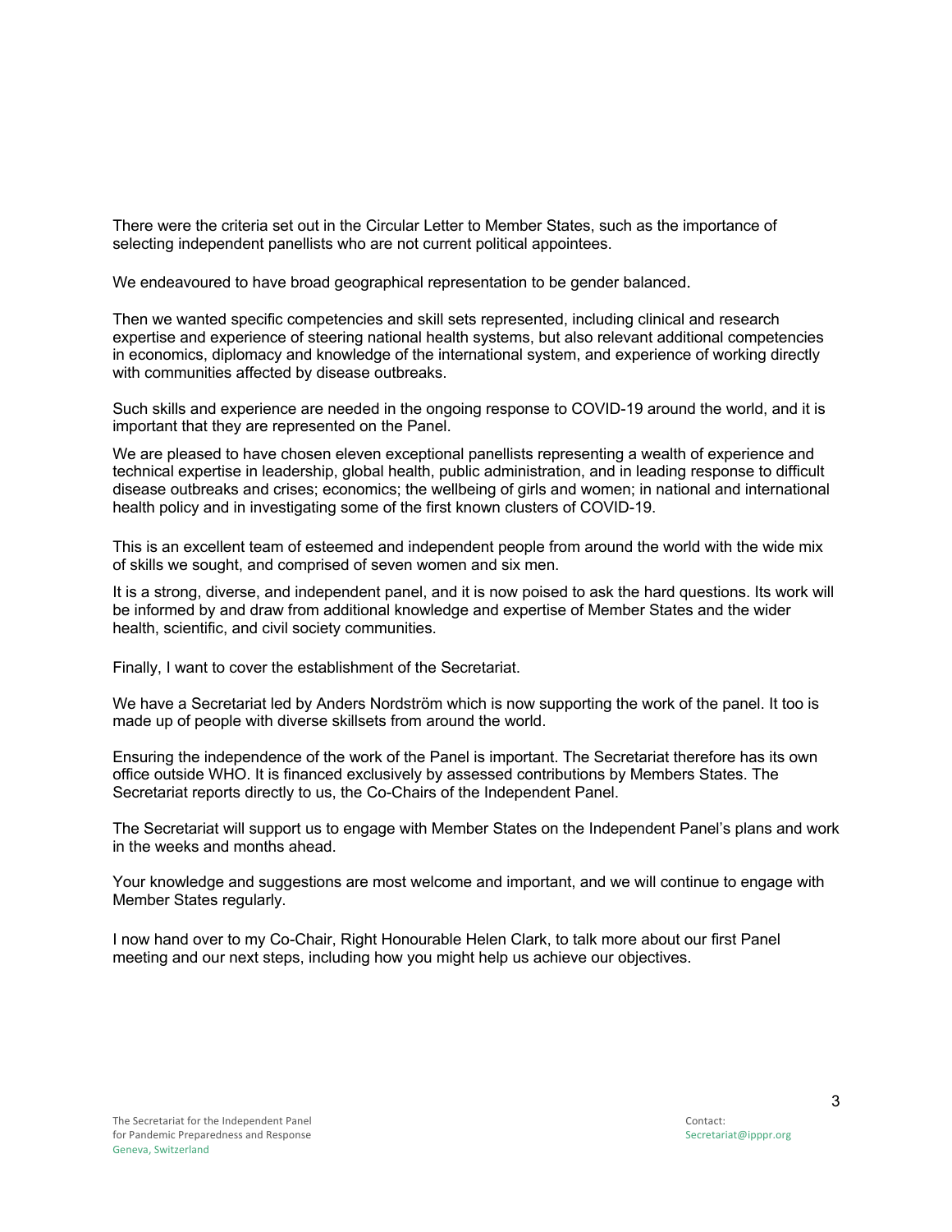There were the criteria set out in the Circular Letter to Member States, such as the importance of selecting independent panellists who are not current political appointees.

We endeavoured to have broad geographical representation to be gender balanced.

Then we wanted specific competencies and skill sets represented, including clinical and research expertise and experience of steering national health systems, but also relevant additional competencies in economics, diplomacy and knowledge of the international system, and experience of working directly with communities affected by disease outbreaks.

Such skills and experience are needed in the ongoing response to COVID-19 around the world, and it is important that they are represented on the Panel.

We are pleased to have chosen eleven exceptional panellists representing a wealth of experience and technical expertise in leadership, global health, public administration, and in leading response to difficult disease outbreaks and crises; economics; the wellbeing of girls and women; in national and international health policy and in investigating some of the first known clusters of COVID-19.

This is an excellent team of esteemed and independent people from around the world with the wide mix of skills we sought, and comprised of seven women and six men.

It is a strong, diverse, and independent panel, and it is now poised to ask the hard questions. Its work will be informed by and draw from additional knowledge and expertise of Member States and the wider health, scientific, and civil society communities.

Finally, I want to cover the establishment of the Secretariat.

We have a Secretariat led by Anders Nordström which is now supporting the work of the panel. It too is made up of people with diverse skillsets from around the world.

Ensuring the independence of the work of the Panel is important. The Secretariat therefore has its own office outside WHO. It is financed exclusively by assessed contributions by Members States. The Secretariat reports directly to us, the Co-Chairs of the Independent Panel.

The Secretariat will support us to engage with Member States on the Independent Panel's plans and work in the weeks and months ahead.

Your knowledge and suggestions are most welcome and important, and we will continue to engage with Member States regularly.

I now hand over to my Co-Chair, Right Honourable Helen Clark, to talk more about our first Panel meeting and our next steps, including how you might help us achieve our objectives.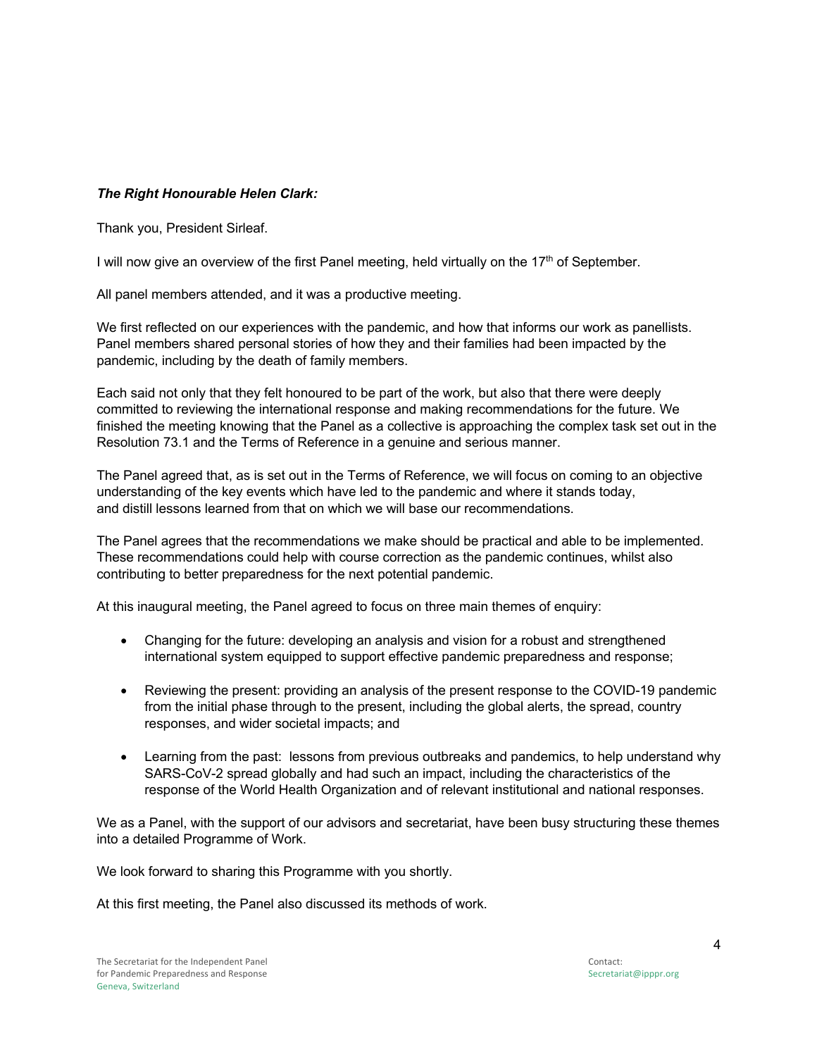***The Right Honourable Helen Clark:***

Thank you, President Sirleaf.

I will now give an overview of the first Panel meeting, held virtually on the 17th of September.

All panel members attended, and it was a productive meeting.

We first reflected on our experiences with the pandemic, and how that informs our work as panellists. Panel members shared personal stories of how they and their families had been impacted by the pandemic, including by the death of family members.

Each said not only that they felt honoured to be part of the work, but also that there were deeply committed to reviewing the international response and making recommendations for the future. We finished the meeting knowing that the Panel as a collective is approaching the complex task set out in the Resolution 73.1 and the Terms of Reference in a genuine and serious manner.

The Panel agreed that, as is set out in the Terms of Reference, we will focus on coming to an objective understanding of the key events which have led to the pandemic and where it stands today, and distill lessons learned from that on which we will base our recommendations.

The Panel agrees that the recommendations we make should be practical and able to be implemented. These recommendations could help with course correction as the pandemic continues, whilst also contributing to better preparedness for the next potential pandemic.

At this inaugural meeting, the Panel agreed to focus on three main themes of enquiry:

- Changing for the future: developing an analysis and vision for a robust and strengthened international system equipped to support effective pandemic preparedness and response;
- Reviewing the present: providing an analysis of the present response to the COVID-19 pandemic from the initial phase through to the present, including the global alerts, the spread, country responses, and wider societal impacts; and
- Learning from the past: lessons from previous outbreaks and pandemics, to help understand why SARS-CoV-2 spread globally and had such an impact, including the characteristics of the response of the World Health Organization and of relevant institutional and national responses.

We as a Panel, with the support of our advisors and secretariat, have been busy structuring these themes into a detailed Programme of Work.

We look forward to sharing this Programme with you shortly.

At this first meeting, the Panel also discussed its methods of work.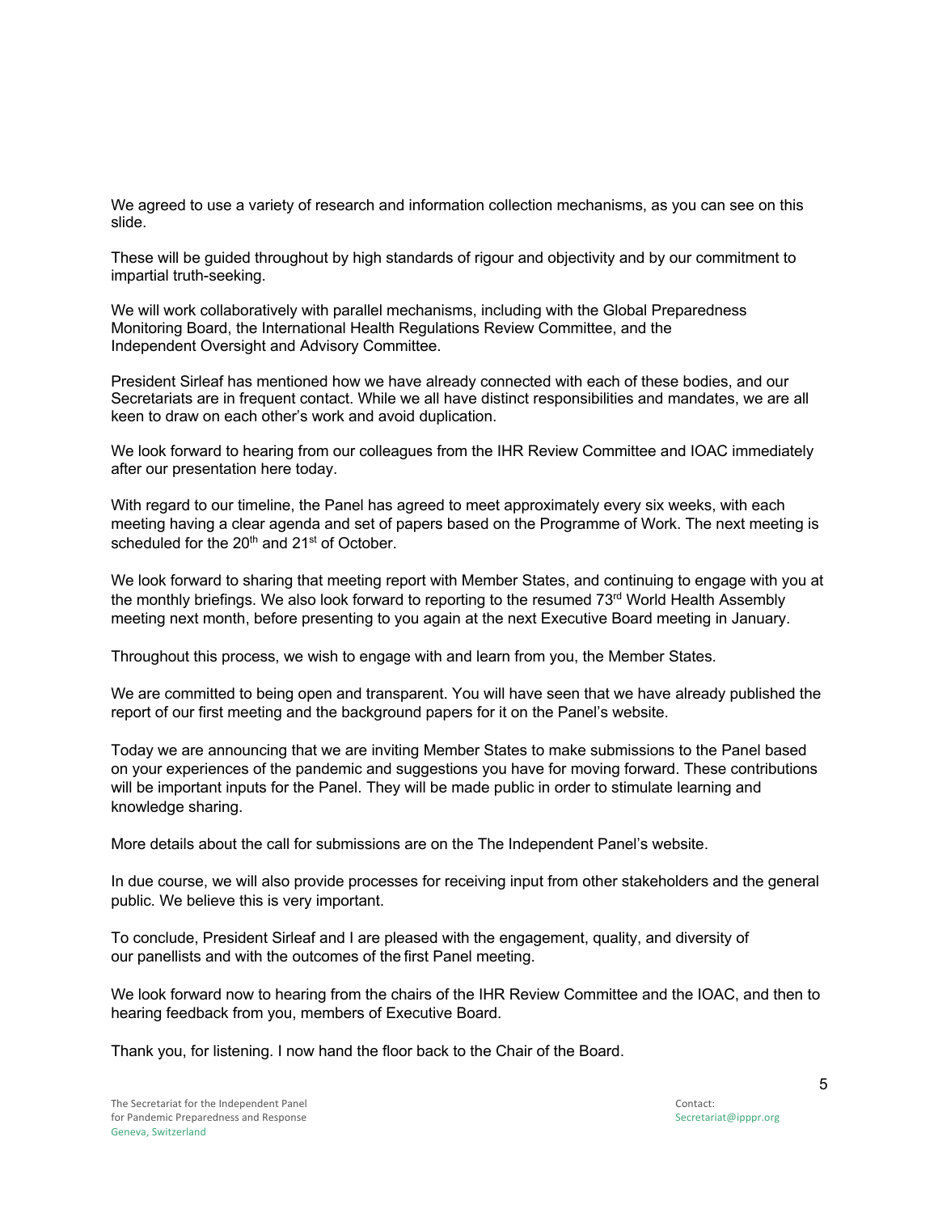We agreed to use a variety of research and information collection mechanisms, as you can see on this slide.

These will be guided throughout by high standards of rigour and objectivity and by our commitment to impartial truth-seeking.

We will work collaboratively with parallel mechanisms, including with the Global Preparedness Monitoring Board, the International Health Regulations Review Committee, and the Independent Oversight and Advisory Committee.

President Sirleaf has mentioned how we have already connected with each of these bodies, and our Secretariats are in frequent contact. While we all have distinct responsibilities and mandates, we are all keen to draw on each other's work and avoid duplication.

We look forward to hearing from our colleagues from the IHR Review Committee and IOAC immediately after our presentation here today.

With regard to our timeline, the Panel has agreed to meet approximately every six weeks, with each meeting having a clear agenda and set of papers based on the Programme of Work. The next meeting is scheduled for the 20th and 21st of October.

We look forward to sharing that meeting report with Member States, and continuing to engage with you at the monthly briefings. We also look forward to reporting to the resumed 73rd World Health Assembly meeting next month, before presenting to you again at the next Executive Board meeting in January.

Throughout this process, we wish to engage with and learn from you, the Member States.

We are committed to being open and transparent. You will have seen that we have already published the report of our first meeting and the background papers for it on the Panel's website.

Today we are announcing that we are inviting Member States to make submissions to the Panel based on your experiences of the pandemic and suggestions you have for moving forward. These contributions will be important inputs for the Panel. They will be made public in order to stimulate learning and knowledge sharing.

More details about the call for submissions are on the The Independent Panel's website.

In due course, we will also provide processes for receiving input from other stakeholders and the general public. We believe this is very important.

To conclude, President Sirleaf and I are pleased with the engagement, quality, and diversity of our panellists and with the outcomes of the first Panel meeting.

We look forward now to hearing from the chairs of the IHR Review Committee and the IOAC, and then to hearing feedback from you, members of Executive Board.

Thank you, for listening. I now hand the floor back to the Chair of the Board.